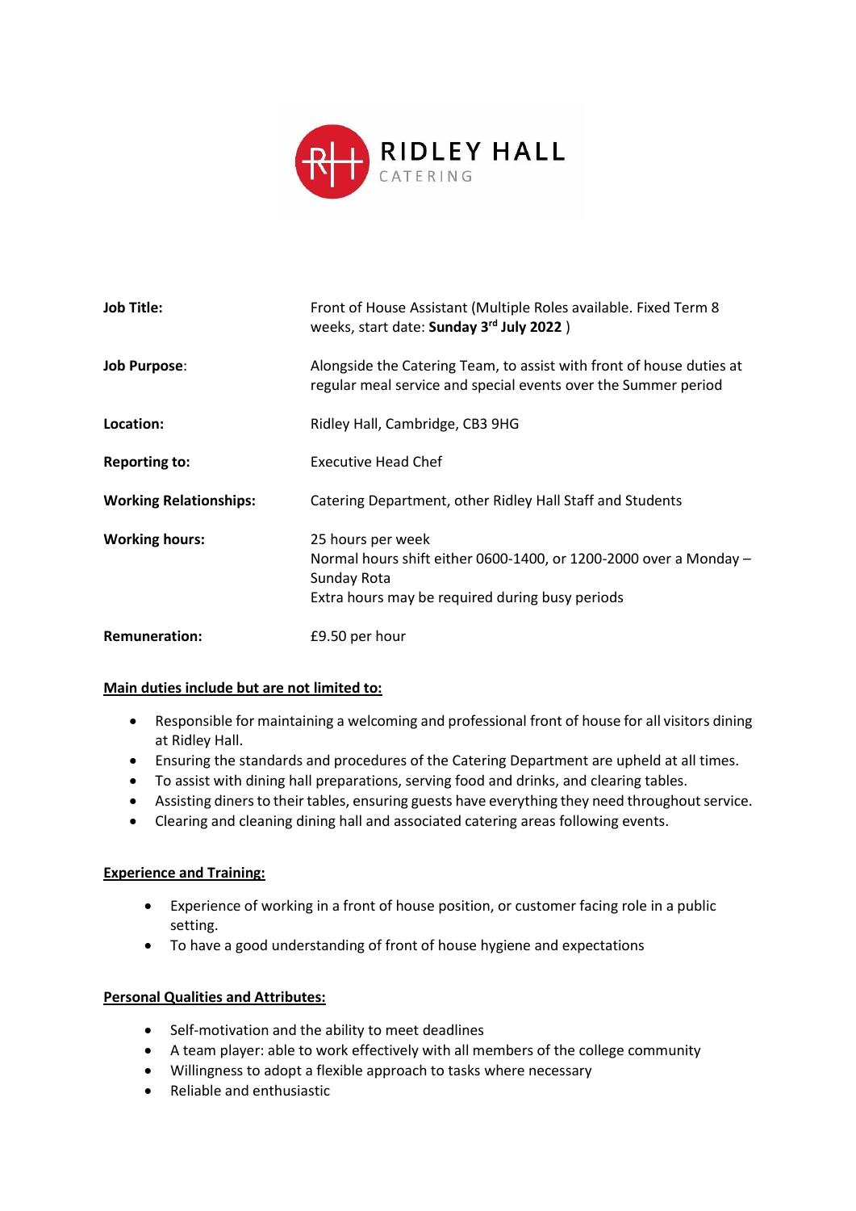RIDLEY HALL CATERING

| | |
|---|---|
| **Job Title:** | Front of House Assistant (Multiple Roles available. Fixed Term 8 weeks, start date: **Sunday 3rd July 2022** ) |
| **Job Purpose**: | Alongside the Catering Team, to assist with front of house duties at regular meal service and special events over the Summer period |
| **Location:** | Ridley Hall, Cambridge, CB3 9HG |
| **Reporting to:** | Executive Head Chef |
| **Working Relationships:** | Catering Department, other Ridley Hall Staff and Students |
| **Working hours:** | 25 hours per week<br>Normal hours shift either 0600-1400, or 1200-2000 over a Monday – Sunday Rota<br>Extra hours may be required during busy periods |
| **Remuneration:** | £9.50 per hour |

**Main duties include but are not limited to:**

- Responsible for maintaining a welcoming and professional front of house for all visitors dining at Ridley Hall.
- Ensuring the standards and procedures of the Catering Department are upheld at all times.
- To assist with dining hall preparations, serving food and drinks, and clearing tables.
- Assisting diners to their tables, ensuring guests have everything they need throughout service.
- Clearing and cleaning dining hall and associated catering areas following events.

**Experience and Training:**

- Experience of working in a front of house position, or customer facing role in a public setting.
- To have a good understanding of front of house hygiene and expectations

**Personal Qualities and Attributes:**

- Self-motivation and the ability to meet deadlines
- A team player: able to work effectively with all members of the college community
- Willingness to adopt a flexible approach to tasks where necessary
- Reliable and enthusiastic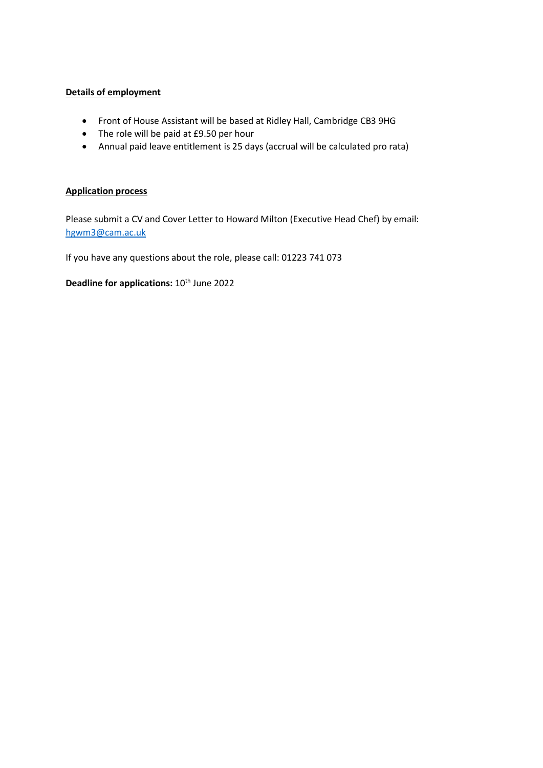**Details of employment**

- Front of House Assistant will be based at Ridley Hall, Cambridge CB3 9HG
- The role will be paid at £9.50 per hour
- Annual paid leave entitlement is 25 days (accrual will be calculated pro rata)

**Application process**

Please submit a CV and Cover Letter to Howard Milton (Executive Head Chef) by email: hgwm3@cam.ac.uk

If you have any questions about the role, please call: 01223 741 073

**Deadline for applications:** 10th June 2022